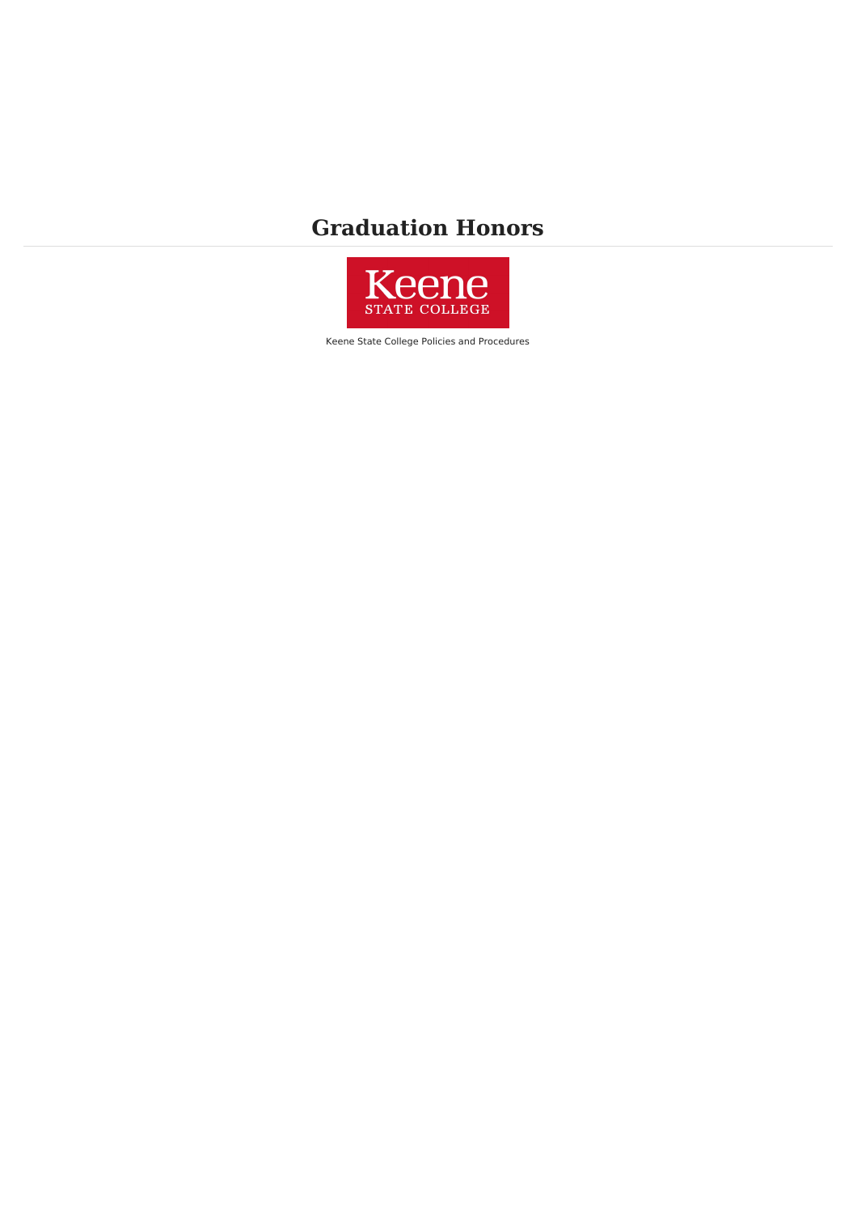# Graduation Honors

Keene State College Policies and Procedures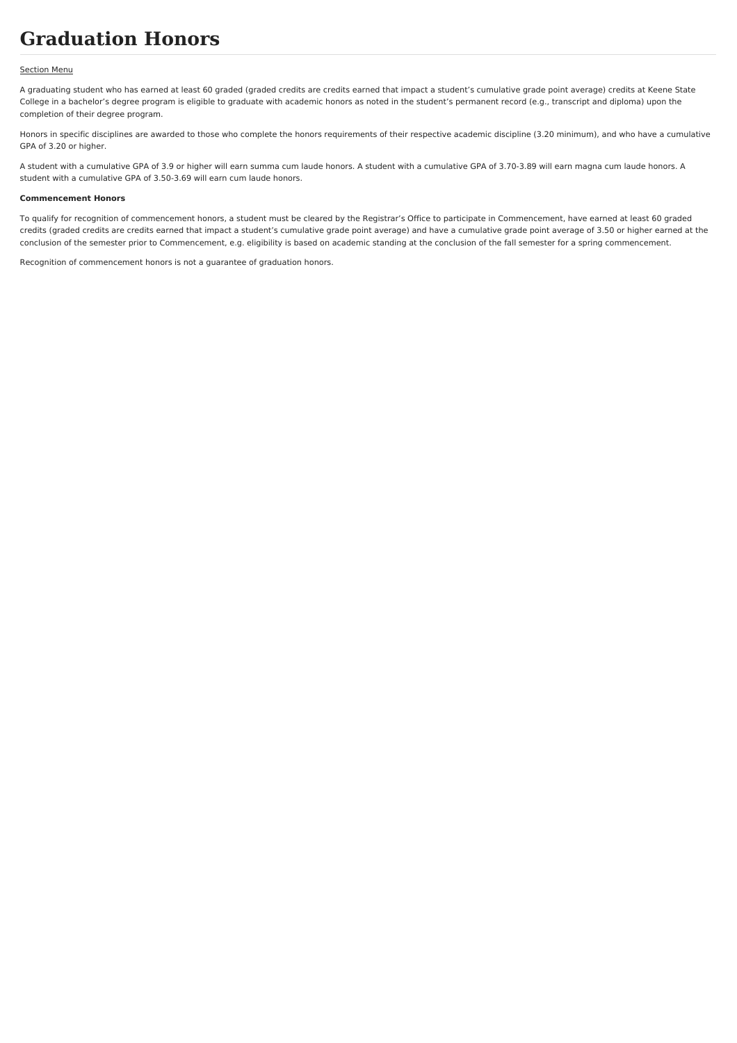# Graduation Honors

Section Menu

A graduating student who has earned at least 60 graded (graded credits are credits earned that impact a student's cumulative grade point average) credits at Keene State College in a bachelor's degree program is eligible to graduate with academic honors as noted in the student's permanent record (e.g., transcript and diploma) upon the completion of their degree program.

Honors in specific disciplines are awarded to those who complete the honors requirements of their respective academic discipline (3.20 minimum), and who have a cumulative GPA of 3.20 or higher.

A student with a cumulative GPA of 3.9 or higher will earn summa cum laude honors. A student with a cumulative GPA of 3.70-3.89 will earn magna cum laude honors. A student with a cumulative GPA of 3.50-3.69 will earn cum laude honors.

**Commencement Honors**

To qualify for recognition of commencement honors, a student must be cleared by the Registrar's Office to participate in Commencement, have earned at least 60 graded credits (graded credits are credits earned that impact a student's cumulative grade point average) and have a cumulative grade point average of 3.50 or higher earned at the conclusion of the semester prior to Commencement, e.g. eligibility is based on academic standing at the conclusion of the fall semester for a spring commencement.

Recognition of commencement honors is not a guarantee of graduation honors.